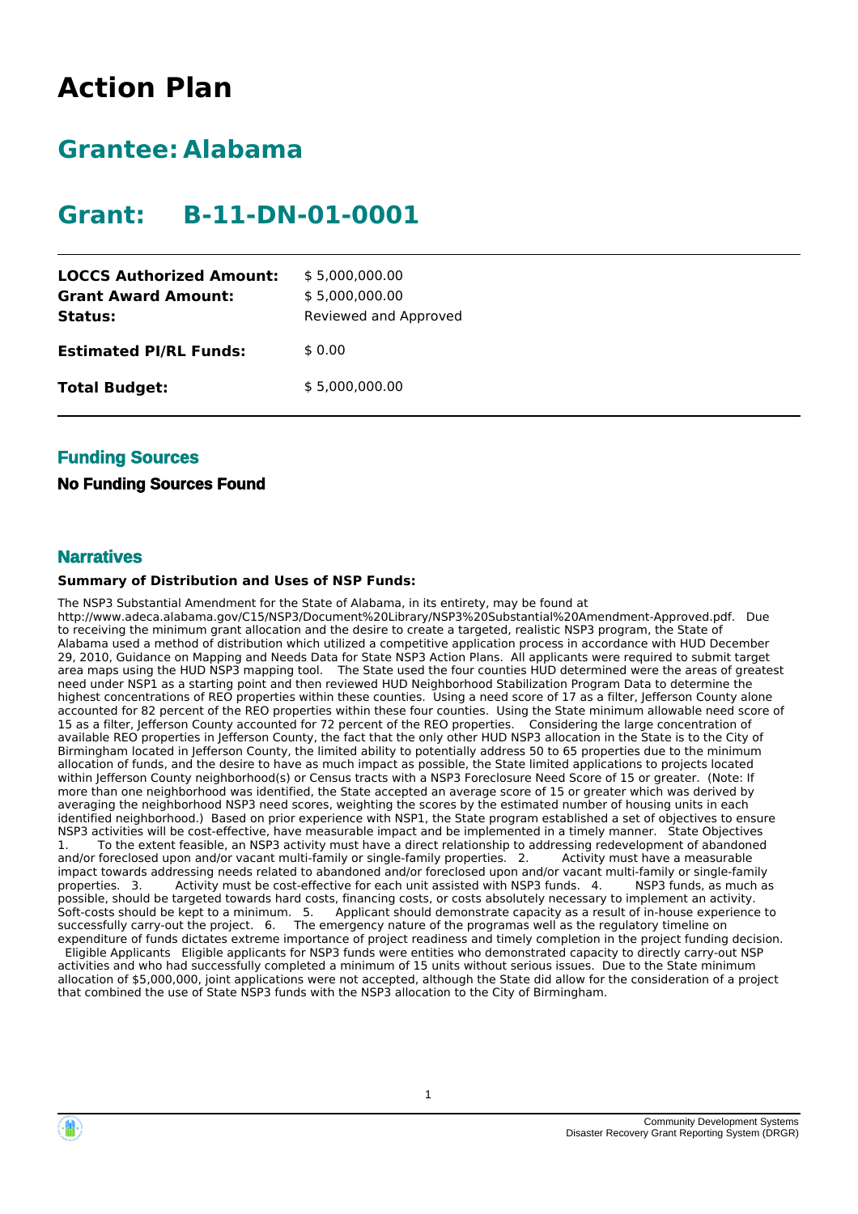# Action Plan

## Grantee: Alabama

## Grant: B-11-DN-01-0001

| | |
|---|---|
| **LOCCS Authorized Amount:** | $ 5,000,000.00 |
| **Grant Award Amount:** | $ 5,000,000.00 |
| **Status:** | Reviewed and Approved |
| **Estimated PI/RL Funds:** | $ 0.00 |
| **Total Budget:** | $ 5,000,000.00 |

### Funding Sources

**No Funding Sources Found**

### Narratives

**Summary of Distribution and Uses of NSP Funds:**

The NSP3 Substantial Amendment for the State of Alabama, in its entirety, may be found at http://www.adeca.alabama.gov/C15/NSP3/Document%20Library/NSP3%20Substantial%20Amendment-Approved.pdf. Due to receiving the minimum grant allocation and the desire to create a targeted, realistic NSP3 program, the State of Alabama used a method of distribution which utilized a competitive application process in accordance with HUD December 29, 2010, Guidance on Mapping and Needs Data for State NSP3 Action Plans. All applicants were required to submit target area maps using the HUD NSP3 mapping tool. The State used the four counties HUD determined were the areas of greatest need under NSP1 as a starting point and then reviewed HUD Neighborhood Stabilization Program Data to determine the highest concentrations of REO properties within these counties. Using a need score of 17 as a filter, Jefferson County alone accounted for 82 percent of the REO properties within these four counties. Using the State minimum allowable need score of 15 as a filter, Jefferson County accounted for 72 percent of the REO properties. Considering the large concentration of available REO properties in Jefferson County, the fact that the only other HUD NSP3 allocation in the State is to the City of Birmingham located in Jefferson County, the limited ability to potentially address 50 to 65 properties due to the minimum allocation of funds, and the desire to have as much impact as possible, the State limited applications to projects located within Jefferson County neighborhood(s) or Census tracts with a NSP3 Foreclosure Need Score of 15 or greater. (Note: If more than one neighborhood was identified, the State accepted an average score of 15 or greater which was derived by averaging the neighborhood NSP3 need scores, weighting the scores by the estimated number of housing units in each identified neighborhood.) Based on prior experience with NSP1, the State program established a set of objectives to ensure NSP3 activities will be cost-effective, have measurable impact and be implemented in a timely manner. State Objectives 1. To the extent feasible, an NSP3 activity must have a direct relationship to addressing redevelopment of abandoned and/or foreclosed upon and/or vacant multi-family or single-family properties. 2. Activity must have a measurable impact towards addressing needs related to abandoned and/or foreclosed upon and/or vacant multi-family or single-family properties. 3. Activity must be cost-effective for each unit assisted with NSP3 funds. 4. NSP3 funds, as much as possible, should be targeted towards hard costs, financing costs, or costs absolutely necessary to implement an activity. Soft-costs should be kept to a minimum. 5. Applicant should demonstrate capacity as a result of in-house experience to successfully carry-out the project. 6. The emergency nature of the programas well as the regulatory timeline on expenditure of funds dictates extreme importance of project readiness and timely completion in the project funding decision. Eligible Applicants Eligible applicants for NSP3 funds were entities who demonstrated capacity to directly carry-out NSP activities and who had successfully completed a minimum of 15 units without serious issues. Due to the State minimum allocation of $5,000,000, joint applications were not accepted, although the State did allow for the consideration of a project that combined the use of State NSP3 funds with the NSP3 allocation to the City of Birmingham.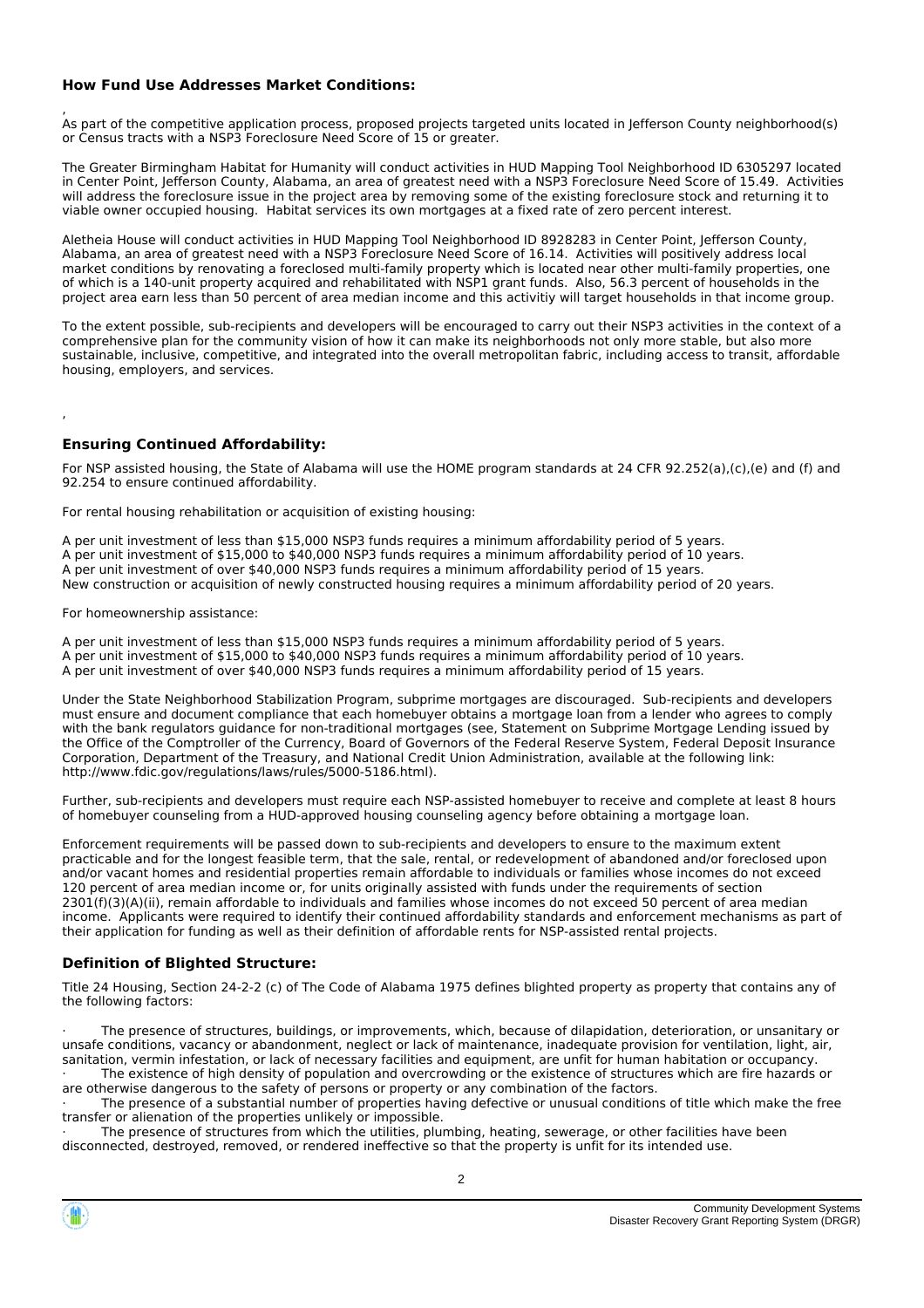### How Fund Use Addresses Market Conditions:

,

As part of the competitive application process, proposed projects targeted units located in Jefferson County neighborhood(s) or Census tracts with a NSP3 Foreclosure Need Score of 15 or greater.

The Greater Birmingham Habitat for Humanity will conduct activities in HUD Mapping Tool Neighborhood ID 6305297 located in Center Point, Jefferson County, Alabama, an area of greatest need with a NSP3 Foreclosure Need Score of 15.49. Activities will address the foreclosure issue in the project area by removing some of the existing foreclosure stock and returning it to viable owner occupied housing. Habitat services its own mortgages at a fixed rate of zero percent interest.

Aletheia House will conduct activities in HUD Mapping Tool Neighborhood ID 8928283 in Center Point, Jefferson County, Alabama, an area of greatest need with a NSP3 Foreclosure Need Score of 16.14. Activities will positively address local market conditions by renovating a foreclosed multi-family property which is located near other multi-family properties, one of which is a 140-unit property acquired and rehabilitated with NSP1 grant funds. Also, 56.3 percent of households in the project area earn less than 50 percent of area median income and this activitiy will target households in that income group.

To the extent possible, sub-recipients and developers will be encouraged to carry out their NSP3 activities in the context of a comprehensive plan for the community vision of how it can make its neighborhoods not only more stable, but also more sustainable, inclusive, competitive, and integrated into the overall metropolitan fabric, including access to transit, affordable housing, employers, and services.

,

### Ensuring Continued Affordability:

For NSP assisted housing, the State of Alabama will use the HOME program standards at 24 CFR 92.252(a),(c),(e) and (f) and 92.254 to ensure continued affordability.

For rental housing rehabilitation or acquisition of existing housing:

A per unit investment of less than $15,000 NSP3 funds requires a minimum affordability period of 5 years.
A per unit investment of $15,000 to $40,000 NSP3 funds requires a minimum affordability period of 10 years.
A per unit investment of over $40,000 NSP3 funds requires a minimum affordability period of 15 years.
New construction or acquisition of newly constructed housing requires a minimum affordability period of 20 years.

For homeownership assistance:

A per unit investment of less than $15,000 NSP3 funds requires a minimum affordability period of 5 years.
A per unit investment of $15,000 to $40,000 NSP3 funds requires a minimum affordability period of 10 years.
A per unit investment of over $40,000 NSP3 funds requires a minimum affordability period of 15 years.

Under the State Neighborhood Stabilization Program, subprime mortgages are discouraged. Sub-recipients and developers must ensure and document compliance that each homebuyer obtains a mortgage loan from a lender who agrees to comply with the bank regulators guidance for non-traditional mortgages (see, Statement on Subprime Mortgage Lending issued by the Office of the Comptroller of the Currency, Board of Governors of the Federal Reserve System, Federal Deposit Insurance Corporation, Department of the Treasury, and National Credit Union Administration, available at the following link: http://www.fdic.gov/regulations/laws/rules/5000-5186.html).

Further, sub-recipients and developers must require each NSP-assisted homebuyer to receive and complete at least 8 hours of homebuyer counseling from a HUD-approved housing counseling agency before obtaining a mortgage loan.

Enforcement requirements will be passed down to sub-recipients and developers to ensure to the maximum extent practicable and for the longest feasible term, that the sale, rental, or redevelopment of abandoned and/or foreclosed upon and/or vacant homes and residential properties remain affordable to individuals or families whose incomes do not exceed 120 percent of area median income or, for units originally assisted with funds under the requirements of section 2301(f)(3)(A)(ii), remain affordable to individuals and families whose incomes do not exceed 50 percent of area median income. Applicants were required to identify their continued affordability standards and enforcement mechanisms as part of their application for funding as well as their definition of affordable rents for NSP-assisted rental projects.

### Definition of Blighted Structure:

Title 24 Housing, Section 24-2-2 (c) of The Code of Alabama 1975 defines blighted property as property that contains any of the following factors:

· The presence of structures, buildings, or improvements, which, because of dilapidation, deterioration, or unsanitary or unsafe conditions, vacancy or abandonment, neglect or lack of maintenance, inadequate provision for ventilation, light, air, sanitation, vermin infestation, or lack of necessary facilities and equipment, are unfit for human habitation or occupancy.
· The existence of high density of population and overcrowding or the existence of structures which are fire hazards or are otherwise dangerous to the safety of persons or property or any combination of the factors.
· The presence of a substantial number of properties having defective or unusual conditions of title which make the free transfer or alienation of the properties unlikely or impossible.
· The presence of structures from which the utilities, plumbing, heating, sewerage, or other facilities have been disconnected, destroyed, removed, or rendered ineffective so that the property is unfit for its intended use.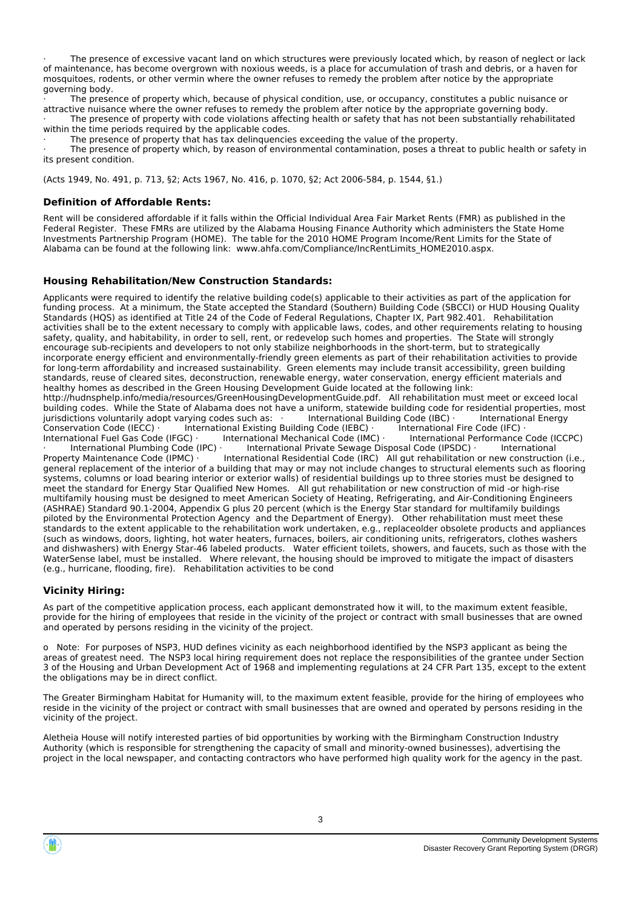· The presence of excessive vacant land on which structures were previously located which, by reason of neglect or lack of maintenance, has become overgrown with noxious weeds, is a place for accumulation of trash and debris, or a haven for mosquitoes, rodents, or other vermin where the owner refuses to remedy the problem after notice by the appropriate governing body.

· The presence of property which, because of physical condition, use, or occupancy, constitutes a public nuisance or attractive nuisance where the owner refuses to remedy the problem after notice by the appropriate governing body.

· The presence of property with code violations affecting health or safety that has not been substantially rehabilitated within the time periods required by the applicable codes.

· The presence of property that has tax delinquencies exceeding the value of the property.

· The presence of property which, by reason of environmental contamination, poses a threat to public health or safety in its present condition.

(Acts 1949, No. 491, p. 713, §2; Acts 1967, No. 416, p. 1070, §2; Act 2006-584, p. 1544, §1.)

### Definition of Affordable Rents:

Rent will be considered affordable if it falls within the Official Individual Area Fair Market Rents (FMR) as published in the Federal Register. These FMRs are utilized by the Alabama Housing Finance Authority which administers the State Home Investments Partnership Program (HOME). The table for the 2010 HOME Program Income/Rent Limits for the State of Alabama can be found at the following link: www.ahfa.com/Compliance/IncRentLimits_HOME2010.aspx.

### Housing Rehabilitation/New Construction Standards:

Applicants were required to identify the relative building code(s) applicable to their activities as part of the application for funding process. At a minimum, the State accepted the Standard (Southern) Building Code (SBCCI) or HUD Housing Quality Standards (HQS) as identified at Title 24 of the Code of Federal Regulations, Chapter IX, Part 982.401. Rehabilitation activities shall be to the extent necessary to comply with applicable laws, codes, and other requirements relating to housing safety, quality, and habitability, in order to sell, rent, or redevelop such homes and properties. The State will strongly encourage sub-recipients and developers to not only stabilize neighborhoods in the short-term, but to strategically incorporate energy efficient and environmentally-friendly green elements as part of their rehabilitation activities to provide for long-term affordability and increased sustainability. Green elements may include transit accessibility, green building standards, reuse of cleared sites, deconstruction, renewable energy, water conservation, energy efficient materials and healthy homes as described in the Green Housing Development Guide located at the following link: http://hudnsphelp.info/media/resources/GreenHousingDevelopmentGuide.pdf. All rehabilitation must meet or exceed local building codes. While the State of Alabama does not have a uniform, statewide building code for residential properties, most jurisdictions voluntarily adopt varying codes such as: · International Building Code (IBC) · International Energy Conservation Code (IECC) · International Existing Building Code (IEBC) · International Fire Code (IFC) · International Fuel Gas Code (IFGC) · International Mechanical Code (IMC) · International Performance Code (ICCPC) · International Plumbing Code (IPC) · International Private Sewage Disposal Code (IPSDC) · International Property Maintenance Code (IPMC) · International Residential Code (IRC) All gut rehabilitation or new construction (i.e., general replacement of the interior of a building that may or may not include changes to structural elements such as flooring systems, columns or load bearing interior or exterior walls) of residential buildings up to three stories must be designed to meet the standard for Energy Star Qualified New Homes. All gut rehabilitation or new construction of mid -or high-rise multifamily housing must be designed to meet American Society of Heating, Refrigerating, and Air-Conditioning Engineers (ASHRAE) Standard 90.1-2004, Appendix G plus 20 percent (which is the Energy Star standard for multifamily buildings piloted by the Environmental Protection Agency and the Department of Energy). Other rehabilitation must meet these standards to the extent applicable to the rehabilitation work undertaken, e.g., replaceolder obsolete products and appliances (such as windows, doors, lighting, hot water heaters, furnaces, boilers, air conditioning units, refrigerators, clothes washers and dishwashers) with Energy Star-46 labeled products. Water efficient toilets, showers, and faucets, such as those with the WaterSense label, must be installed. Where relevant, the housing should be improved to mitigate the impact of disasters (e.g., hurricane, flooding, fire). Rehabilitation activities to be cond

### Vicinity Hiring:

As part of the competitive application process, each applicant demonstrated how it will, to the maximum extent feasible, provide for the hiring of employees that reside in the vicinity of the project or contract with small businesses that are owned and operated by persons residing in the vicinity of the project.

o Note: For purposes of NSP3, HUD defines vicinity as each neighborhood identified by the NSP3 applicant as being the areas of greatest need. The NSP3 local hiring requirement does not replace the responsibilities of the grantee under Section 3 of the Housing and Urban Development Act of 1968 and implementing regulations at 24 CFR Part 135, except to the extent the obligations may be in direct conflict.

The Greater Birmingham Habitat for Humanity will, to the maximum extent feasible, provide for the hiring of employees who reside in the vicinity of the project or contract with small businesses that are owned and operated by persons residing in the vicinity of the project.

Aletheia House will notify interested parties of bid opportunities by working with the Birmingham Construction Industry Authority (which is responsible for strengthening the capacity of small and minority-owned businesses), advertising the project in the local newspaper, and contacting contractors who have performed high quality work for the agency in the past.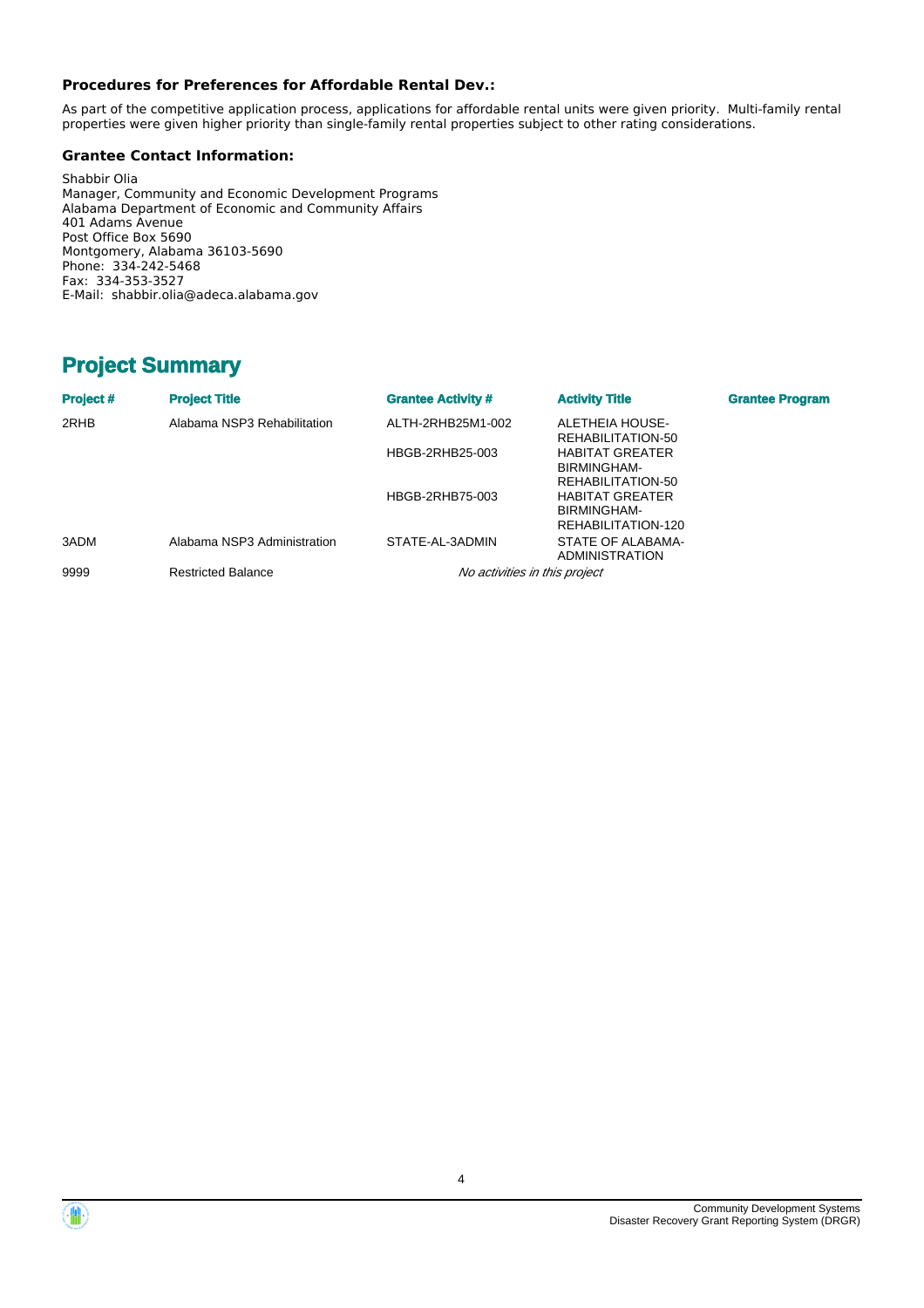**Procedures for Preferences for Affordable Rental Dev.:**

As part of the competitive application process, applications for affordable rental units were given priority.  Multi-family rental properties were given higher priority than single-family rental properties subject to other rating considerations.

**Grantee Contact Information:**

Shabbir Olia
Manager, Community and Economic Development Programs
Alabama Department of Economic and Community Affairs
401 Adams Avenue
Post Office Box 5690
Montgomery, Alabama 36103-5690
Phone:  334-242-5468
Fax:  334-353-3527
E-Mail:  shabbir.olia@adeca.alabama.gov

# Project Summary

| Project # | Project Title | Grantee Activity # | Activity Title | Grantee Program |
|---|---|---|---|---|
| 2RHB | Alabama NSP3 Rehabilitation | ALTH-2RHB25M1-002 | ALETHEIA HOUSE-REHABILITATION-50 | |
| | | HBGB-2RHB25-003 | HABITAT GREATER BIRMINGHAM-REHABILITATION-50 | |
| | | HBGB-2RHB75-003 | HABITAT GREATER BIRMINGHAM-REHABILITATION-120 | |
| 3ADM | Alabama NSP3 Administration | STATE-AL-3ADMIN | STATE OF ALABAMA-ADMINISTRATION | |
| 9999 | Restricted Balance | *No activities in this project* | | |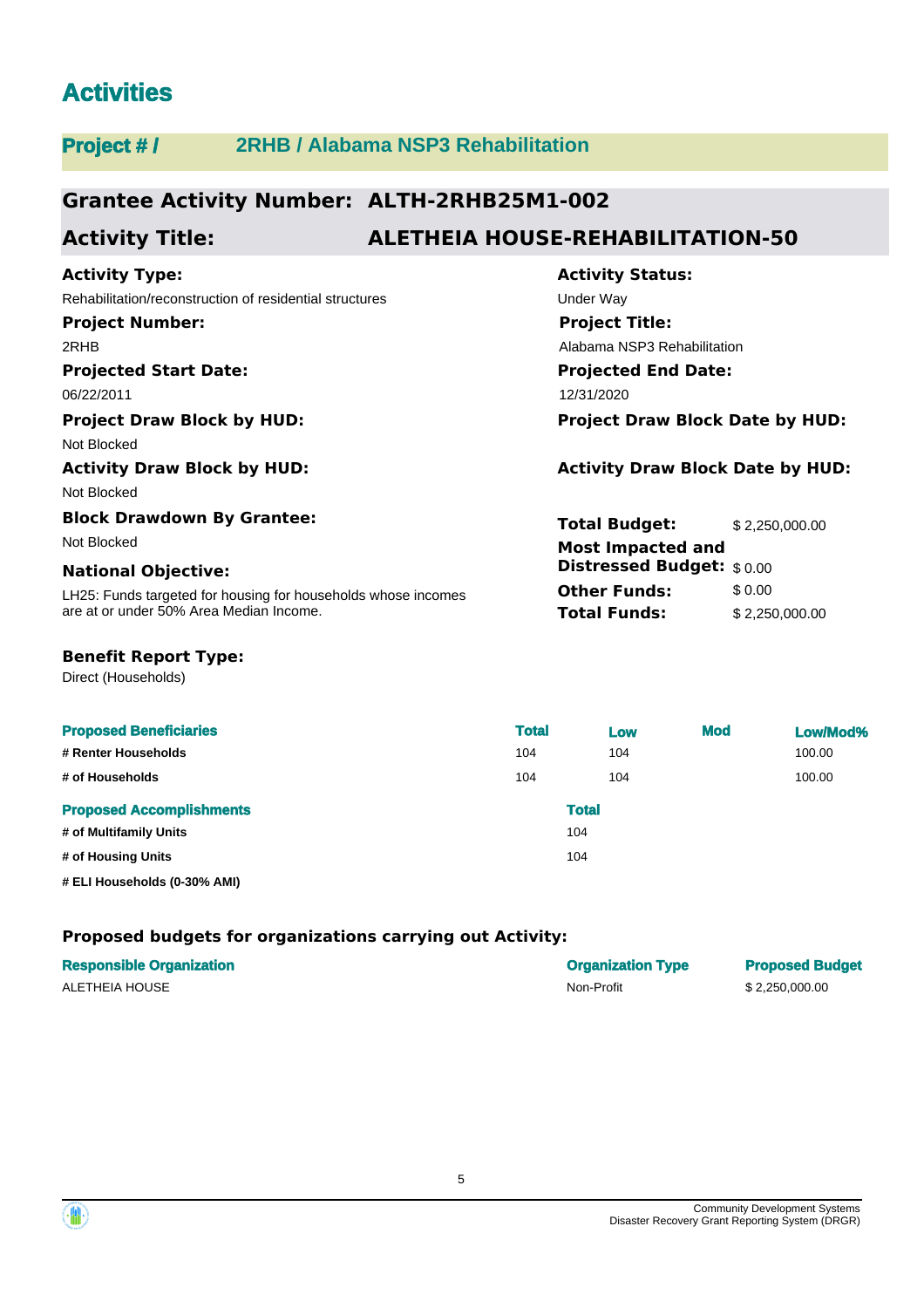# Activities

## Project # / 2RHB / Alabama NSP3 Rehabilitation

## Grantee Activity Number: ALTH-2RHB25M1-002

## Activity Title: ALETHEIA HOUSE-REHABILITATION-50

**Activity Type:**
Rehabilitation/reconstruction of residential structures

**Activity Status:**
Under Way

**Project Number:**
2RHB

**Project Title:**
Alabama NSP3 Rehabilitation

**Projected Start Date:**
06/22/2011

**Projected End Date:**
12/31/2020

**Project Draw Block by HUD:**
Not Blocked

**Project Draw Block Date by HUD:**

**Activity Draw Block by HUD:**
Not Blocked

**Activity Draw Block Date by HUD:**

**Block Drawdown By Grantee:**
Not Blocked

**National Objective:**
LH25: Funds targeted for housing for households whose incomes are at or under 50% Area Median Income.

**Total Budget:** $ 2,250,000.00
**Most Impacted and Distressed Budget:** $ 0.00
**Other Funds:** $ 0.00
**Total Funds:** $ 2,250,000.00

**Benefit Report Type:**
Direct (Households)

| Proposed Beneficiaries | Total | Low | Mod | Low/Mod% |
|---|---|---|---|---|
| # Renter Households | 104 | 104 | | 100.00 |
| # of Households | 104 | 104 | | 100.00 |

| Proposed Accomplishments | Total |
|---|---|
| # of Multifamily Units | 104 |
| # of Housing Units | 104 |
| # ELI Households (0-30% AMI) | |

**Proposed budgets for organizations carrying out Activity:**

| Responsible Organization | Organization Type | Proposed Budget |
|---|---|---|
| ALETHEIA HOUSE | Non-Profit | $ 2,250,000.00 |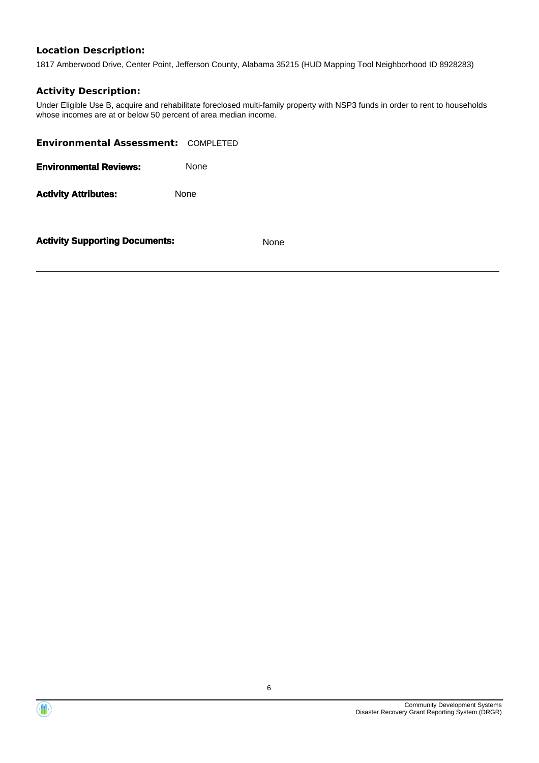**Location Description:**

1817 Amberwood Drive, Center Point, Jefferson County, Alabama 35215 (HUD Mapping Tool Neighborhood ID 8928283)

**Activity Description:**

Under Eligible Use B, acquire and rehabilitate foreclosed multi-family property with NSP3 funds in order to rent to households whose incomes are at or below 50 percent of area median income.

**Environmental Assessment:** COMPLETED

**Environmental Reviews:** None

**Activity Attributes:** None

**Activity Supporting Documents:** None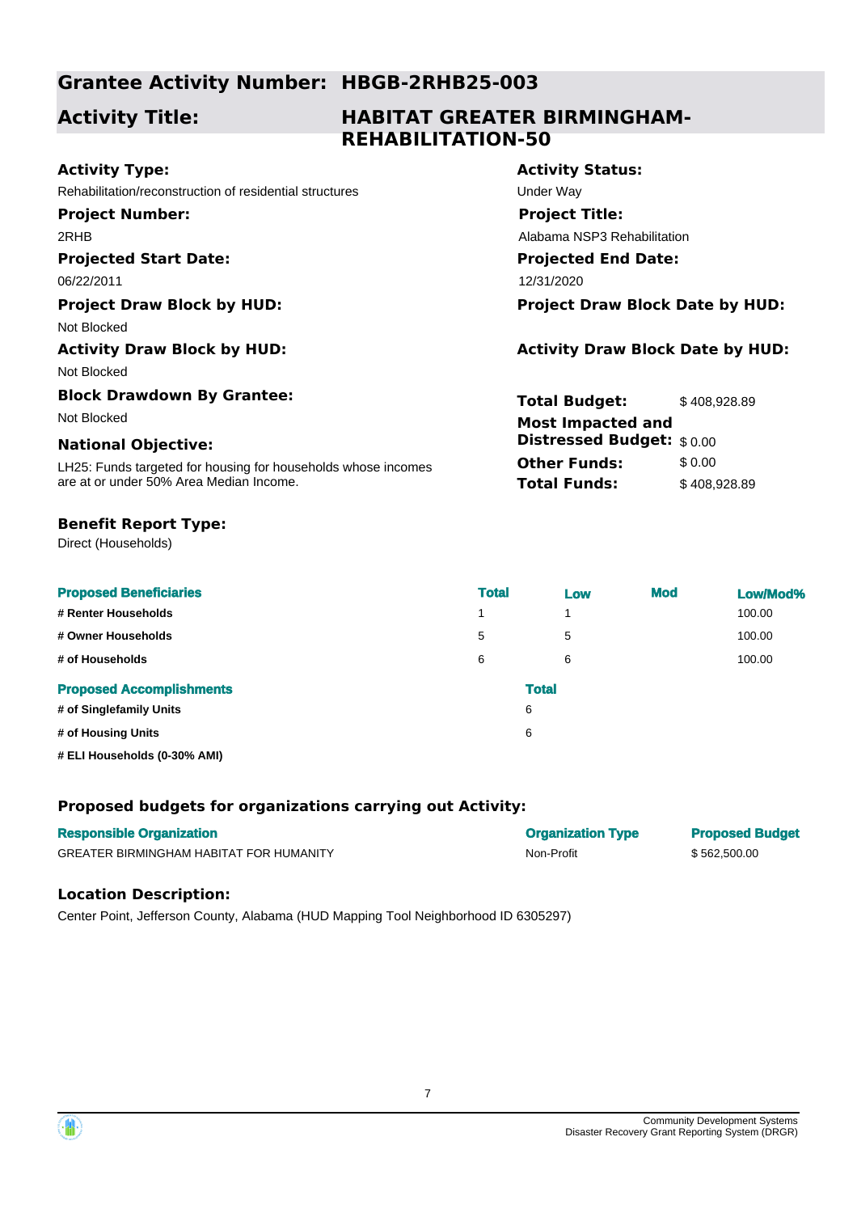## Grantee Activity Number: HBGB-2RHB25-003

## Activity Title: HABITAT GREATER BIRMINGHAM-REHABILITATION-50

**Activity Type:**
Rehabilitation/reconstruction of residential structures

**Activity Status:**
Under Way

**Project Number:**
2RHB

**Project Title:**
Alabama NSP3 Rehabilitation

**Projected Start Date:**
06/22/2011

**Projected End Date:**
12/31/2020

**Project Draw Block by HUD:**
Not Blocked

**Project Draw Block Date by HUD:**

**Activity Draw Block by HUD:**
Not Blocked

**Activity Draw Block Date by HUD:**

**Block Drawdown By Grantee:**
Not Blocked

**National Objective:**
LH25: Funds targeted for housing for households whose incomes are at or under 50% Area Median Income.

**Total Budget:** $ 408,928.89

**Most Impacted and Distressed Budget:** $ 0.00

**Other Funds:** $ 0.00

**Total Funds:** $ 408,928.89

**Benefit Report Type:**
Direct (Households)

| Proposed Beneficiaries | Total | Low | Mod | Low/Mod% |
|---|---|---|---|---|
| # Renter Households | 1 | 1 | | 100.00 |
| # Owner Households | 5 | 5 | | 100.00 |
| # of Households | 6 | 6 | | 100.00 |

| Proposed Accomplishments | Total |
|---|---|
| # of Singlefamily Units | 6 |
| # of Housing Units | 6 |
| # ELI Households (0-30% AMI) | |

### Proposed budgets for organizations carrying out Activity:

| Responsible Organization | Organization Type | Proposed Budget |
|---|---|---|
| GREATER BIRMINGHAM HABITAT FOR HUMANITY | Non-Profit | $ 562,500.00 |

### Location Description:

Center Point, Jefferson County, Alabama (HUD Mapping Tool Neighborhood ID 6305297)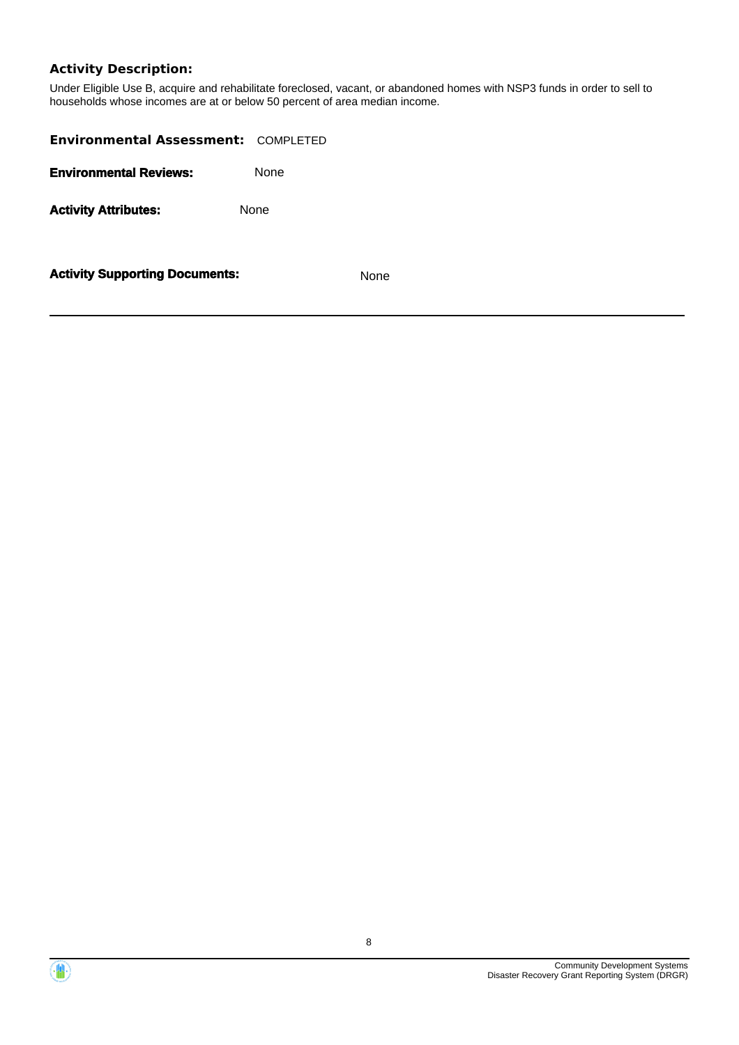**Activity Description:**

Under Eligible Use B, acquire and rehabilitate foreclosed, vacant, or abandoned homes with NSP3 funds in order to sell to households whose incomes are at or below 50 percent of area median income.

**Environmental Assessment:** COMPLETED

**Environmental Reviews:** None

**Activity Attributes:** None

**Activity Supporting Documents:** None

---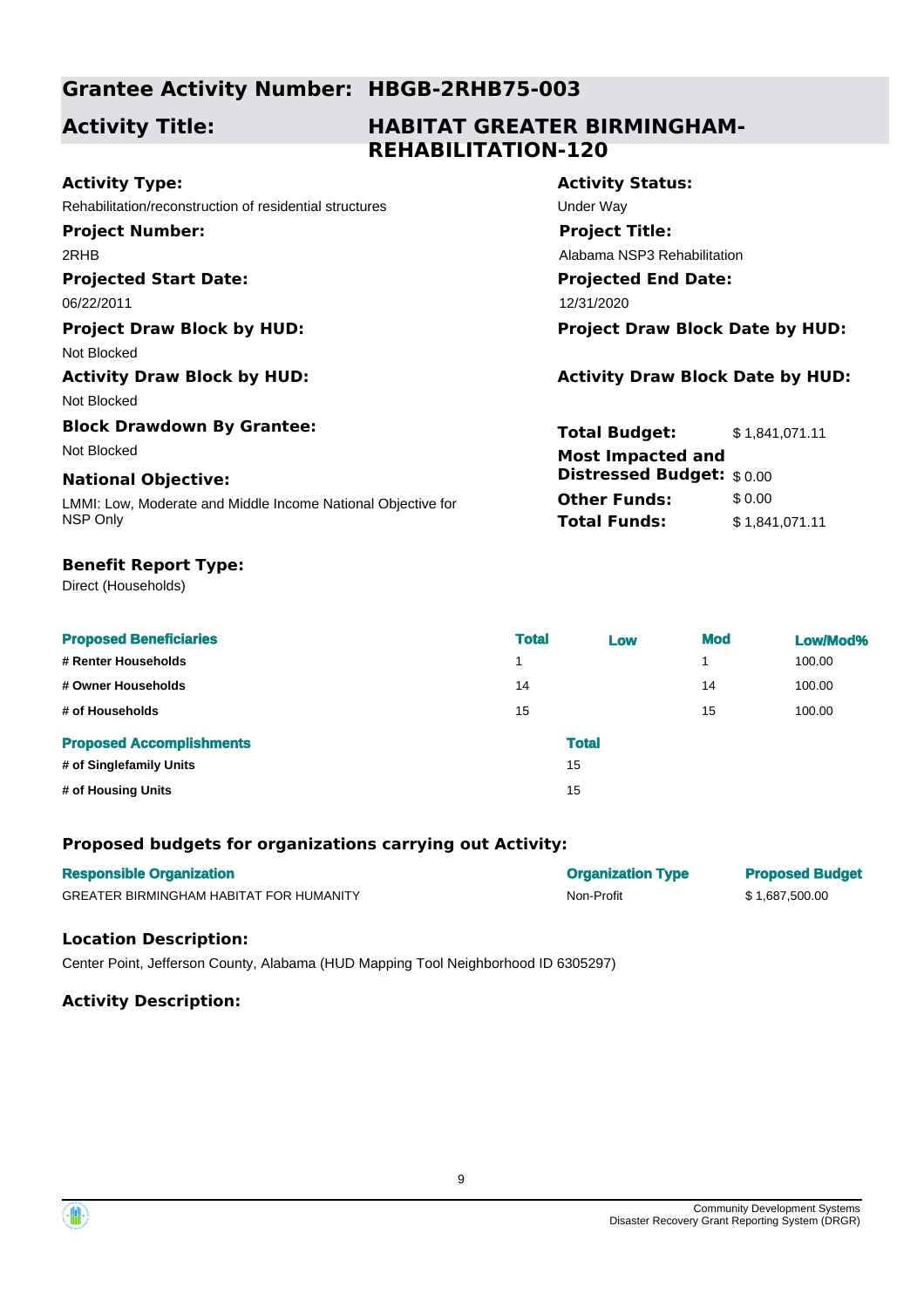## Grantee Activity Number: HBGB-2RHB75-003

## Activity Title: HABITAT GREATER BIRMINGHAM-REHABILITATION-120

**Activity Type:**
Rehabilitation/reconstruction of residential structures

**Activity Status:**
Under Way

**Project Number:**
2RHB

**Project Title:**
Alabama NSP3 Rehabilitation

**Projected Start Date:**
06/22/2011

**Projected End Date:**
12/31/2020

**Project Draw Block by HUD:**
Not Blocked

**Project Draw Block Date by HUD:**

**Activity Draw Block by HUD:**
Not Blocked

**Activity Draw Block Date by HUD:**

**Block Drawdown By Grantee:**
Not Blocked

**National Objective:**
LMMI: Low, Moderate and Middle Income National Objective for NSP Only

**Total Budget:** $ 1,841,071.11
**Most Impacted and Distressed Budget:** $ 0.00
**Other Funds:** $ 0.00
**Total Funds:** $ 1,841,071.11

**Benefit Report Type:**
Direct (Households)

| Proposed Beneficiaries | Total | Low | Mod | Low/Mod% |
|---|---|---|---|---|
| # Renter Households | 1 | | 1 | 100.00 |
| # Owner Households | 14 | | 14 | 100.00 |
| # of Households | 15 | | 15 | 100.00 |

| Proposed Accomplishments | Total |
|---|---|
| # of Singlefamily Units | 15 |
| # of Housing Units | 15 |

### Proposed budgets for organizations carrying out Activity:

| Responsible Organization | Organization Type | Proposed Budget |
|---|---|---|
| GREATER BIRMINGHAM HABITAT FOR HUMANITY | Non-Profit | $ 1,687,500.00 |

### Location Description:

Center Point, Jefferson County, Alabama (HUD Mapping Tool Neighborhood ID 6305297)

### Activity Description: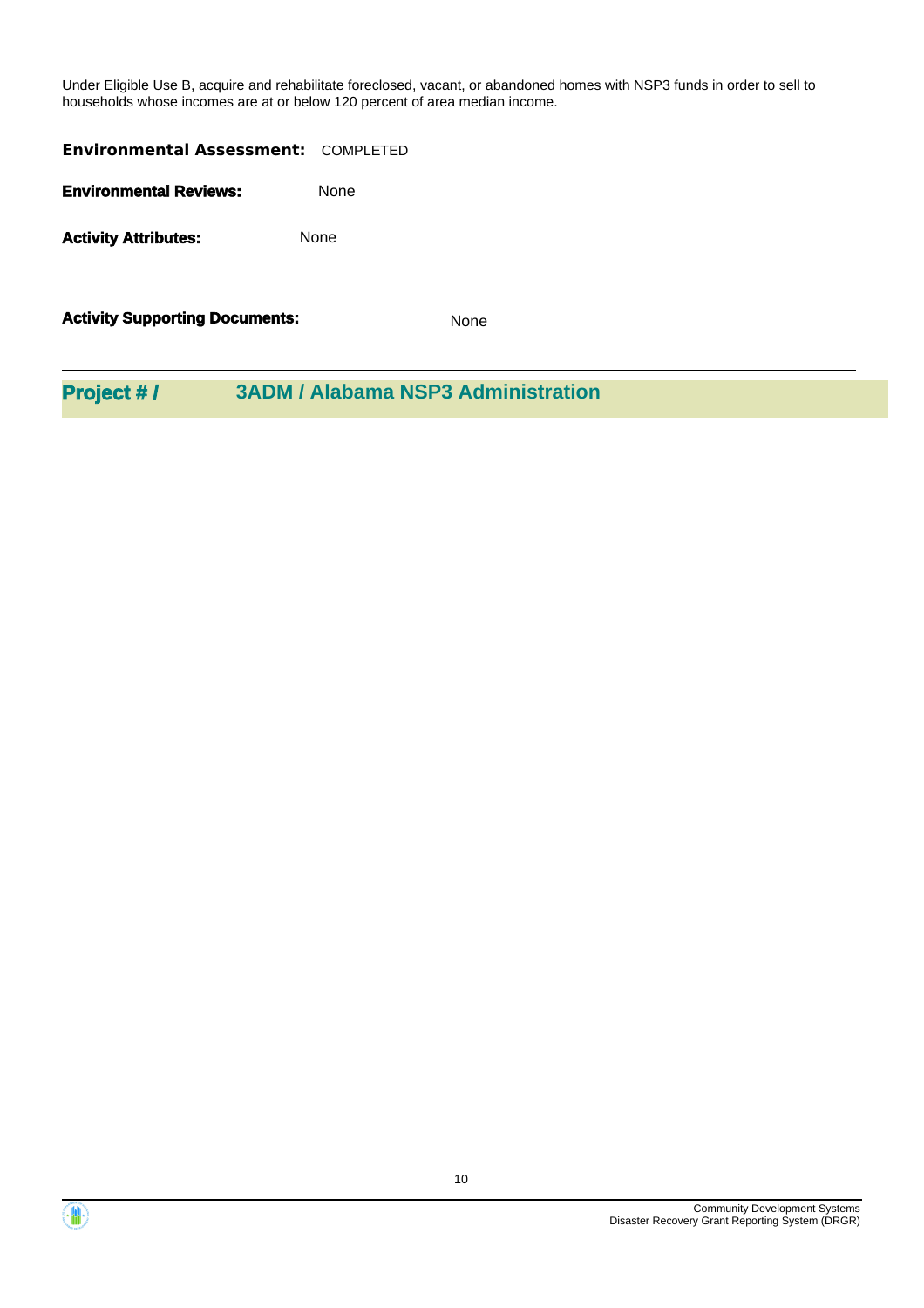Under Eligible Use B, acquire and rehabilitate foreclosed, vacant, or abandoned homes with NSP3 funds in order to sell to households whose incomes are at or below 120 percent of area median income.

**Environmental Assessment:** COMPLETED

**Environmental Reviews:** None

**Activity Attributes:** None

**Activity Supporting Documents:** None

---

## Project # / 3ADM / Alabama NSP3 Administration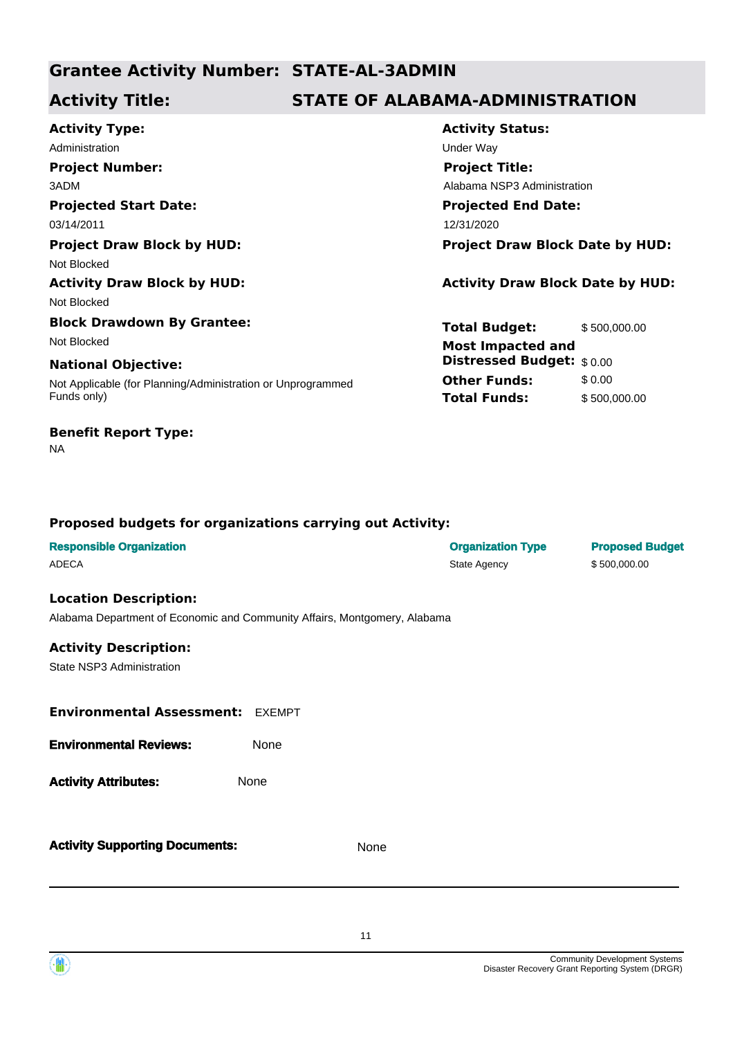## Grantee Activity Number: STATE-AL-3ADMIN

## Activity Title: STATE OF ALABAMA-ADMINISTRATION

**Activity Type:**
Administration

**Activity Status:**
Under Way

**Project Number:**
3ADM

**Project Title:**
Alabama NSP3 Administration

**Projected Start Date:**
03/14/2011

**Projected End Date:**
12/31/2020

**Project Draw Block by HUD:**
Not Blocked

**Project Draw Block Date by HUD:**

**Activity Draw Block by HUD:**
Not Blocked

**Activity Draw Block Date by HUD:**

**Block Drawdown By Grantee:**
Not Blocked

**National Objective:**
Not Applicable (for Planning/Administration or Unprogrammed Funds only)

| | |
|---|---|
| **Total Budget:** | $ 500,000.00 |
| **Most Impacted and Distressed Budget:** | $ 0.00 |
| **Other Funds:** | $ 0.00 |
| **Total Funds:** | $ 500,000.00 |

**Benefit Report Type:**
NA

### Proposed budgets for organizations carrying out Activity:

| Responsible Organization | Organization Type | Proposed Budget |
|---|---|---|
| ADECA | State Agency | $ 500,000.00 |

### Location Description:

Alabama Department of Economic and Community Affairs, Montgomery, Alabama

### Activity Description:

State NSP3 Administration

**Environmental Assessment:** EXEMPT

**Environmental Reviews:** None

**Activity Attributes:** None

**Activity Supporting Documents:** None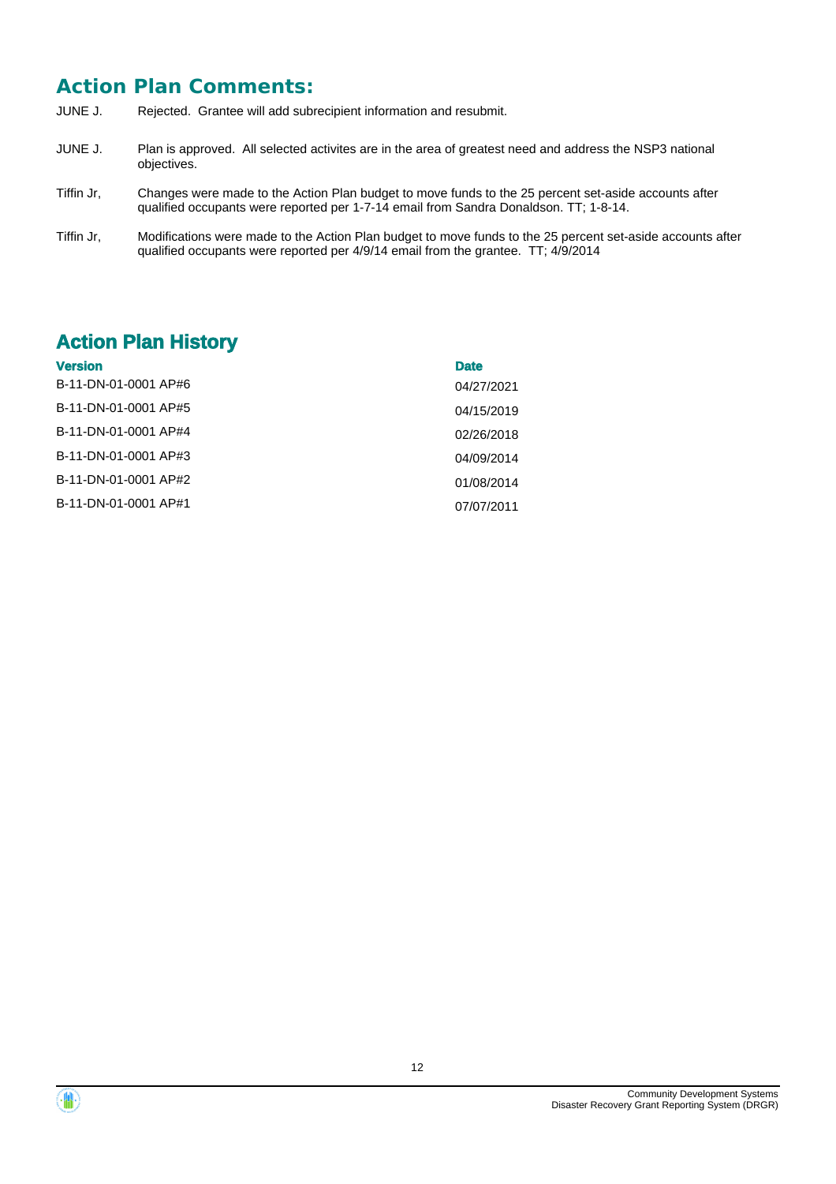## Action Plan Comments:

| | |
|---|---|
| JUNE J. | Rejected. Grantee will add subrecipient information and resubmit. |
| JUNE J. | Plan is approved. All selected activites are in the area of greatest need and address the NSP3 national objectives. |
| Tiffin Jr, | Changes were made to the Action Plan budget to move funds to the 25 percent set-aside accounts after qualified occupants were reported per 1-7-14 email from Sandra Donaldson. TT; 1-8-14. |
| Tiffin Jr, | Modifications were made to the Action Plan budget to move funds to the 25 percent set-aside accounts after qualified occupants were reported per 4/9/14 email from the grantee. TT; 4/9/2014 |

## Action Plan History

| Version | Date |
|---|---|
| B-11-DN-01-0001 AP#6 | 04/27/2021 |
| B-11-DN-01-0001 AP#5 | 04/15/2019 |
| B-11-DN-01-0001 AP#4 | 02/26/2018 |
| B-11-DN-01-0001 AP#3 | 04/09/2014 |
| B-11-DN-01-0001 AP#2 | 01/08/2014 |
| B-11-DN-01-0001 AP#1 | 07/07/2011 |